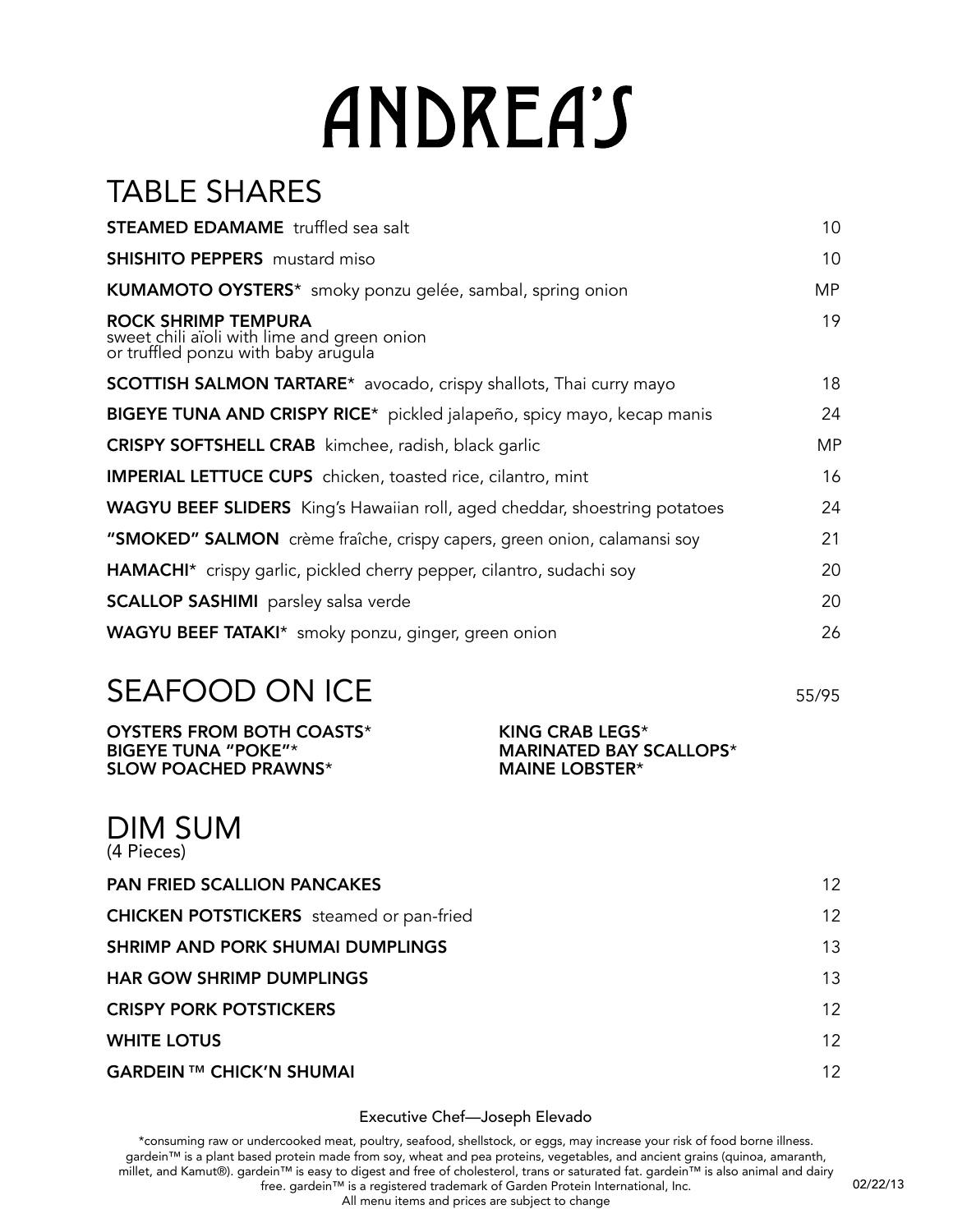// ANDREA'S

## TABLE SHARES

| | |
|---|---|
| **STEAMED EDAMAME** truffled sea salt | 10 |
| **SHISHITO PEPPERS** mustard miso | 10 |
| **KUMAMOTO OYSTERS*** smoky ponzu gelée, sambal, spring onion | MP |
| **ROCK SHRIMP TEMPURA** sweet chili aïoli with lime and green onion or truffled ponzu with baby arugula | 19 |
| **SCOTTISH SALMON TARTARE*** avocado, crispy shallots, Thai curry mayo | 18 |
| **BIGEYE TUNA AND CRISPY RICE*** pickled jalapeño, spicy mayo, kecap manis | 24 |
| **CRISPY SOFTSHELL CRAB** kimchee, radish, black garlic | MP |
| **IMPERIAL LETTUCE CUPS** chicken, toasted rice, cilantro, mint | 16 |
| **WAGYU BEEF SLIDERS** King's Hawaiian roll, aged cheddar, shoestring potatoes | 24 |
| **"SMOKED" SALMON** crème fraîche, crispy capers, green onion, calamansi soy | 21 |
| **HAMACHI*** crispy garlic, pickled cherry pepper, cilantro, sudachi soy | 20 |
| **SCALLOP SASHIMI** parsley salsa verde | 20 |
| **WAGYU BEEF TATAKI*** smoky ponzu, ginger, green onion | 26 |

## SEAFOOD ON ICE 55/95

**OYSTERS FROM BOTH COASTS***
**BIGEYE TUNA "POKE"***
**SLOW POACHED PRAWNS***
**KING CRAB LEGS***
**MARINATED BAY SCALLOPS***
**MAINE LOBSTER***

## DIM SUM
(4 Pieces)

| | |
|---|---|
| **PAN FRIED SCALLION PANCAKES** | 12 |
| **CHICKEN POTSTICKERS** steamed or pan-fried | 12 |
| **SHRIMP AND PORK SHUMAI DUMPLINGS** | 13 |
| **HAR GOW SHRIMP DUMPLINGS** | 13 |
| **CRISPY PORK POTSTICKERS** | 12 |
| **WHITE LOTUS** | 12 |
| **GARDEIN ™ CHICK'N SHUMAI** | 12 |

Executive Chef—Joseph Elevado

*consuming raw or undercooked meat, poultry, seafood, shellstock, or eggs, may increase your risk of food borne illness. gardein™ is a plant based protein made from soy, wheat and pea proteins, vegetables, and ancient grains (quinoa, amaranth, millet, and Kamut®). gardein™ is easy to digest and free of cholesterol, trans or saturated fat. gardein™ is also animal and dairy free. gardein™ is a registered trademark of Garden Protein International, Inc.
All menu items and prices are subject to change

02/22/13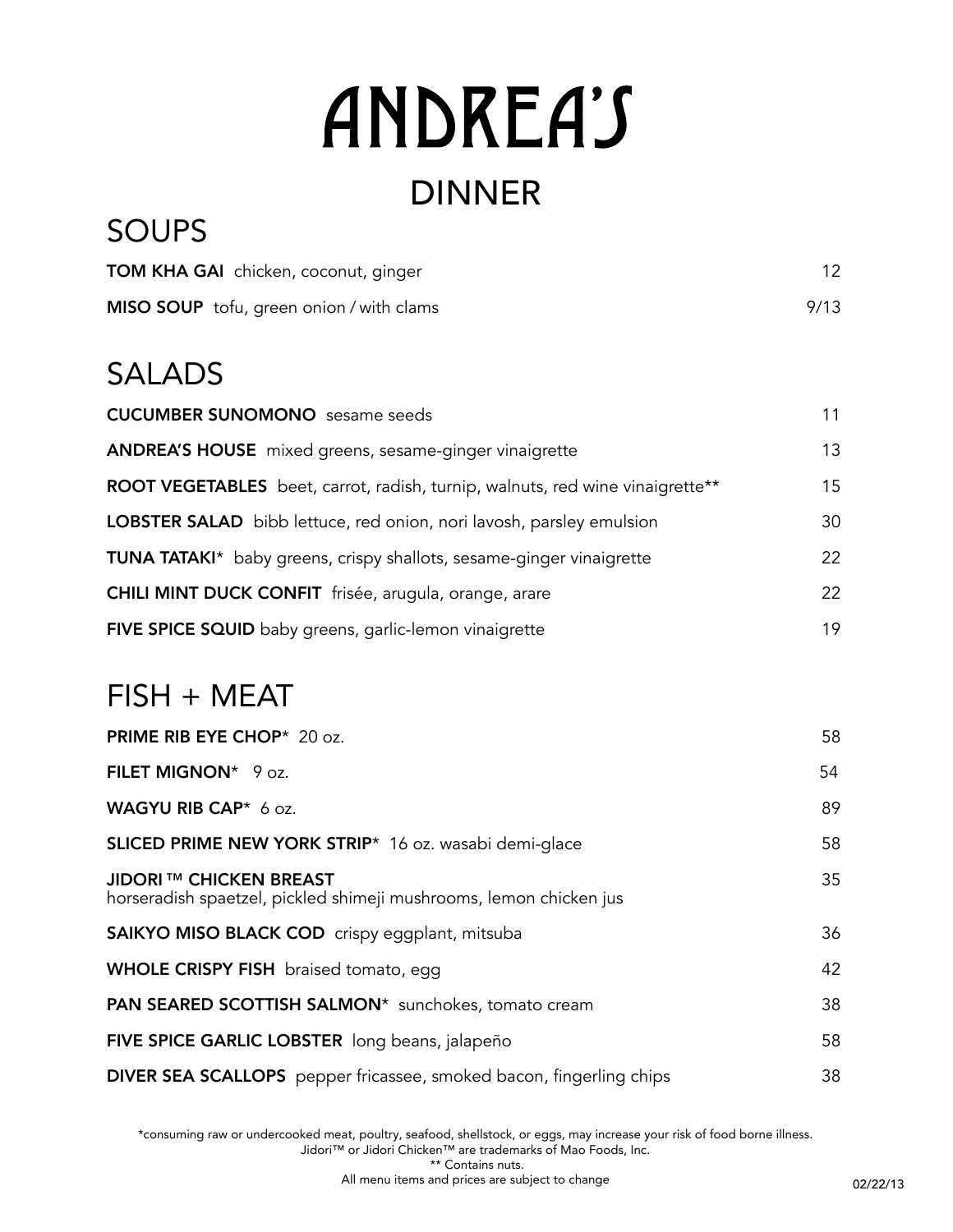# ANDREA'S

## DINNER

## SOUPS

| | |
|---|---|
| **TOM KHA GAI** chicken, coconut, ginger | 12 |
| **MISO SOUP** tofu, green onion / with clams | 9/13 |

## SALADS

| | |
|---|---|
| **CUCUMBER SUNOMONO** sesame seeds | 11 |
| **ANDREA'S HOUSE** mixed greens, sesame-ginger vinaigrette | 13 |
| **ROOT VEGETABLES** beet, carrot, radish, turnip, walnuts, red wine vinaigrette** | 15 |
| **LOBSTER SALAD** bibb lettuce, red onion, nori lavosh, parsley emulsion | 30 |
| **TUNA TATAKI*** baby greens, crispy shallots, sesame-ginger vinaigrette | 22 |
| **CHILI MINT DUCK CONFIT** frisée, arugula, orange, arare | 22 |
| **FIVE SPICE SQUID** baby greens, garlic-lemon vinaigrette | 19 |

## FISH + MEAT

| | |
|---|---|
| **PRIME RIB EYE CHOP*** 20 oz. | 58 |
| **FILET MIGNON*** 9 oz. | 54 |
| **WAGYU RIB CAP*** 6 oz. | 89 |
| **SLICED PRIME NEW YORK STRIP*** 16 oz. wasabi demi-glace | 58 |
| **JIDORI ™ CHICKEN BREAST** horseradish spaetzel, pickled shimeji mushrooms, lemon chicken jus | 35 |
| **SAIKYO MISO BLACK COD** crispy eggplant, mitsuba | 36 |
| **WHOLE CRISPY FISH** braised tomato, egg | 42 |
| **PAN SEARED SCOTTISH SALMON*** sunchokes, tomato cream | 38 |
| **FIVE SPICE GARLIC LOBSTER** long beans, jalapeño | 58 |
| **DIVER SEA SCALLOPS** pepper fricassee, smoked bacon, fingerling chips | 38 |

*consuming raw or undercooked meat, poultry, seafood, shellstock, or eggs, may increase your risk of food borne illness.
Jidori™ or Jidori Chicken™ are trademarks of Mao Foods, Inc.
** Contains nuts.
All menu items and prices are subject to change

02/22/13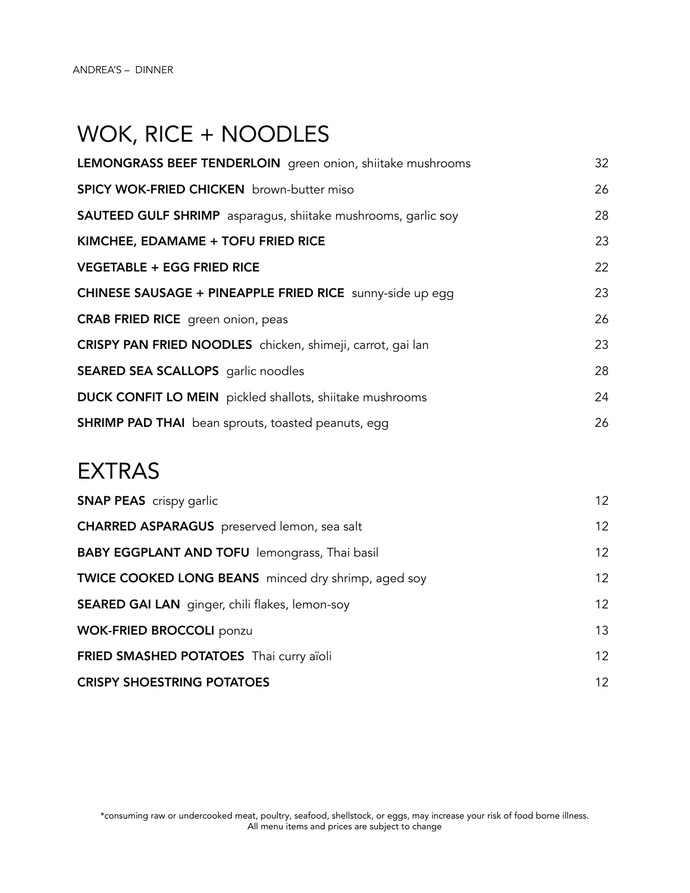# WOK, RICE + NOODLES

| | | |
|---|---|---|
| **LEMONGRASS BEEF TENDERLOIN** | green onion, shiitake mushrooms | 32 |
| **SPICY WOK-FRIED CHICKEN** | brown-butter miso | 26 |
| **SAUTEED GULF SHRIMP** | asparagus, shiitake mushrooms, garlic soy | 28 |
| **KIMCHEE, EDAMAME + TOFU FRIED RICE** | | 23 |
| **VEGETABLE + EGG FRIED RICE** | | 22 |
| **CHINESE SAUSAGE + PINEAPPLE FRIED RICE** | sunny-side up egg | 23 |
| **CRAB FRIED RICE** | green onion, peas | 26 |
| **CRISPY PAN FRIED NOODLES** | chicken, shimeji, carrot, gai lan | 23 |
| **SEARED SEA SCALLOPS** | garlic noodles | 28 |
| **DUCK CONFIT LO MEIN** | pickled shallots, shiitake mushrooms | 24 |
| **SHRIMP PAD THAI** | bean sprouts, toasted peanuts, egg | 26 |

# EXTRAS

| | | |
|---|---|---|
| **SNAP PEAS** | crispy garlic | 12 |
| **CHARRED ASPARAGUS** | preserved lemon, sea salt | 12 |
| **BABY EGGPLANT AND TOFU** | lemongrass, Thai basil | 12 |
| **TWICE COOKED LONG BEANS** | minced dry shrimp, aged soy | 12 |
| **SEARED GAI LAN** | ginger, chili flakes, lemon-soy | 12 |
| **WOK-FRIED BROCCOLI** | ponzu | 13 |
| **FRIED SMASHED POTATOES** | Thai curry aïoli | 12 |
| **CRISPY SHOESTRING POTATOES** | | 12 |

*consuming raw or undercooked meat, poultry, seafood, shellstock, or eggs, may increase your risk of food borne illness.
All menu items and prices are subject to change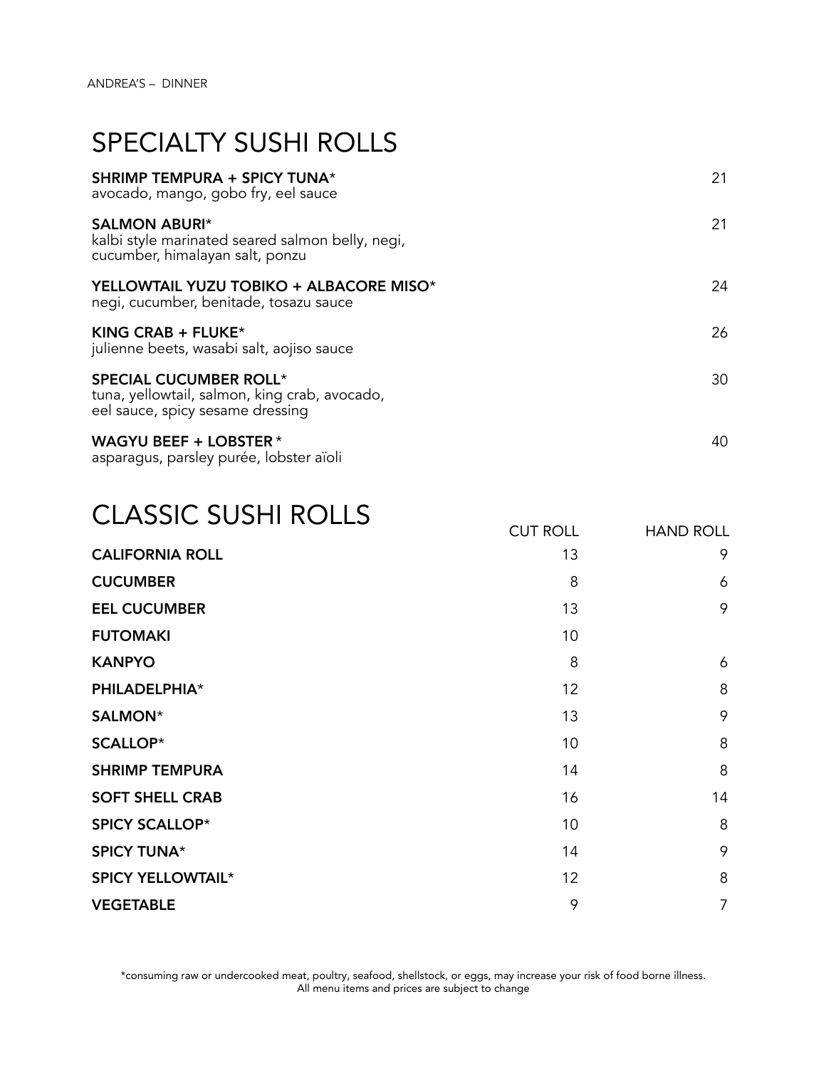# SPECIALTY SUSHI ROLLS

**SHRIMP TEMPURA + SPICY TUNA*** — 21
avocado, mango, gobo fry, eel sauce

**SALMON ABURI*** — 21
kalbi style marinated seared salmon belly, negi, cucumber, himalayan salt, ponzu

**YELLOWTAIL YUZU TOBIKO + ALBACORE MISO*** — 24
negi, cucumber, benitade, tosazu sauce

**KING CRAB + FLUKE*** — 26
julienne beets, wasabi salt, aojiso sauce

**SPECIAL CUCUMBER ROLL*** — 30
tuna, yellowtail, salmon, king crab, avocado, eel sauce, spicy sesame dressing

**WAGYU BEEF + LOBSTER *** — 40
asparagus, parsley purée, lobster aïoli

# CLASSIC SUSHI ROLLS

| | CUT ROLL | HAND ROLL |
|---|---|---|
| **CALIFORNIA ROLL** | 13 | 9 |
| **CUCUMBER** | 8 | 6 |
| **EEL CUCUMBER** | 13 | 9 |
| **FUTOMAKI** | 10 | |
| **KANPYO** | 8 | 6 |
| **PHILADELPHIA*** | 12 | 8 |
| **SALMON*** | 13 | 9 |
| **SCALLOP*** | 10 | 8 |
| **SHRIMP TEMPURA** | 14 | 8 |
| **SOFT SHELL CRAB** | 16 | 14 |
| **SPICY SCALLOP*** | 10 | 8 |
| **SPICY TUNA*** | 14 | 9 |
| **SPICY YELLOWTAIL*** | 12 | 8 |
| **VEGETABLE** | 9 | 7 |

*consuming raw or undercooked meat, poultry, seafood, shellstock, or eggs, may increase your risk of food borne illness.
All menu items and prices are subject to change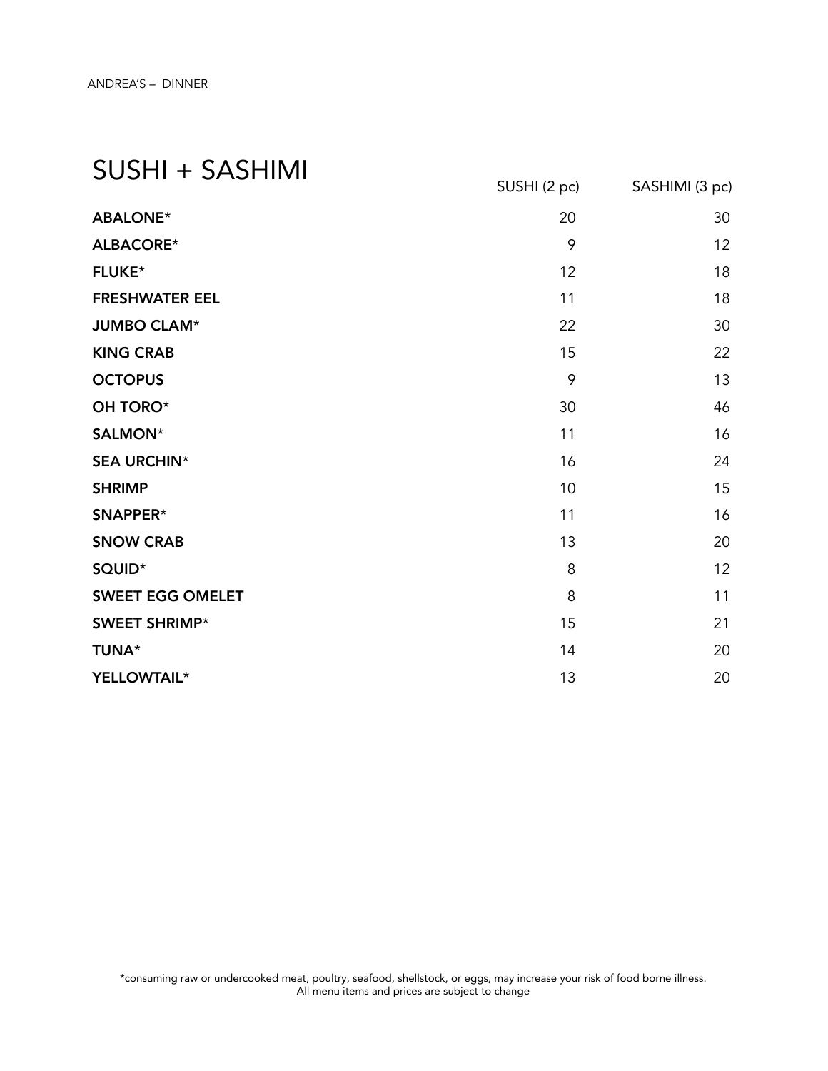# SUSHI + SASHIMI

| | SUSHI (2 pc) | SASHIMI (3 pc) |
|---|---|---|
| **ABALONE*** | 20 | 30 |
| **ALBACORE*** | 9 | 12 |
| **FLUKE*** | 12 | 18 |
| **FRESHWATER EEL** | 11 | 18 |
| **JUMBO CLAM*** | 22 | 30 |
| **KING CRAB** | 15 | 22 |
| **OCTOPUS** | 9 | 13 |
| **OH TORO*** | 30 | 46 |
| **SALMON*** | 11 | 16 |
| **SEA URCHIN*** | 16 | 24 |
| **SHRIMP** | 10 | 15 |
| **SNAPPER*** | 11 | 16 |
| **SNOW CRAB** | 13 | 20 |
| **SQUID*** | 8 | 12 |
| **SWEET EGG OMELET** | 8 | 11 |
| **SWEET SHRIMP*** | 15 | 21 |
| **TUNA*** | 14 | 20 |
| **YELLOWTAIL*** | 13 | 20 |

*consuming raw or undercooked meat, poultry, seafood, shellstock, or eggs, may increase your risk of food borne illness.
All menu items and prices are subject to change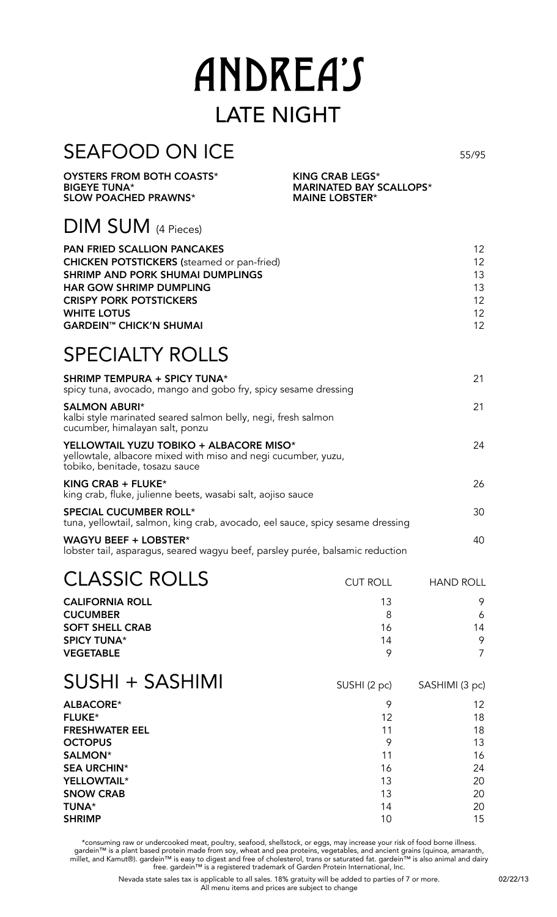# ANDREA'S

## LATE NIGHT

## SEAFOOD ON ICE

55/95

**OYSTERS FROM BOTH COASTS***
**BIGEYE TUNA***
**SLOW POACHED PRAWNS***
**KING CRAB LEGS***
**MARINATED BAY SCALLOPS***
**MAINE LOBSTER***

## DIM SUM (4 Pieces)

| | |
|---|---|
| **PAN FRIED SCALLION PANCAKES** | 12 |
| **CHICKEN POTSTICKERS** (steamed or pan-fried) | 12 |
| **SHRIMP AND PORK SHUMAI DUMPLINGS** | 13 |
| **HAR GOW SHRIMP DUMPLING** | 13 |
| **CRISPY PORK POTSTICKERS** | 12 |
| **WHITE LOTUS** | 12 |
| **GARDEIN™ CHICK'N SHUMAI** | 12 |

## SPECIALTY ROLLS

**SHRIMP TEMPURA + SPICY TUNA*** 21
spicy tuna, avocado, mango and gobo fry, spicy sesame dressing

**SALMON ABURI*** 21
kalbi style marinated seared salmon belly, negi, fresh salmon cucumber, himalayan salt, ponzu

**YELLOWTAIL YUZU TOBIKO + ALBACORE MISO*** 24
yellowtale, albacore mixed with miso and negi cucumber, yuzu, tobiko, benitade, tosazu sauce

**KING CRAB + FLUKE*** 26
king crab, fluke, julienne beets, wasabi salt, aojiso sauce

**SPECIAL CUCUMBER ROLL*** 30
tuna, yellowtail, salmon, king crab, avocado, eel sauce, spicy sesame dressing

**WAGYU BEEF + LOBSTER*** 40
lobster tail, asparagus, seared wagyu beef, parsley purée, balsamic reduction

## CLASSIC ROLLS

| | CUT ROLL | HAND ROLL |
|---|---|---|
| **CALIFORNIA ROLL** | 13 | 9 |
| **CUCUMBER** | 8 | 6 |
| **SOFT SHELL CRAB** | 16 | 14 |
| **SPICY TUNA*** | 14 | 9 |
| **VEGETABLE** | 9 | 7 |

## SUSHI + SASHIMI

| | SUSHI (2 pc) | SASHIMI (3 pc) |
|---|---|---|
| **ALBACORE*** | 9 | 12 |
| **FLUKE*** | 12 | 18 |
| **FRESHWATER EEL** | 11 | 18 |
| **OCTOPUS** | 9 | 13 |
| **SALMON*** | 11 | 16 |
| **SEA URCHIN*** | 16 | 24 |
| **YELLOWTAIL*** | 13 | 20 |
| **SNOW CRAB** | 13 | 20 |
| **TUNA*** | 14 | 20 |
| **SHRIMP** | 10 | 15 |

*consuming raw or undercooked meat, poultry, seafood, shellstock, or eggs, may increase your risk of food borne illness. gardein™ is a plant based protein made from soy, wheat and pea proteins, vegetables, and ancient grains (quinoa, amaranth, millet, and Kamut®). gardein™ is easy to digest and free of cholesterol, trans or saturated fat. gardein™ is also animal and dairy free. gardein™ is a registered trademark of Garden Protein International, Inc.

Nevada state sales tax is applicable to all sales. 18% gratuity will be added to parties of 7 or more. All menu items and prices are subject to change

02/22/13